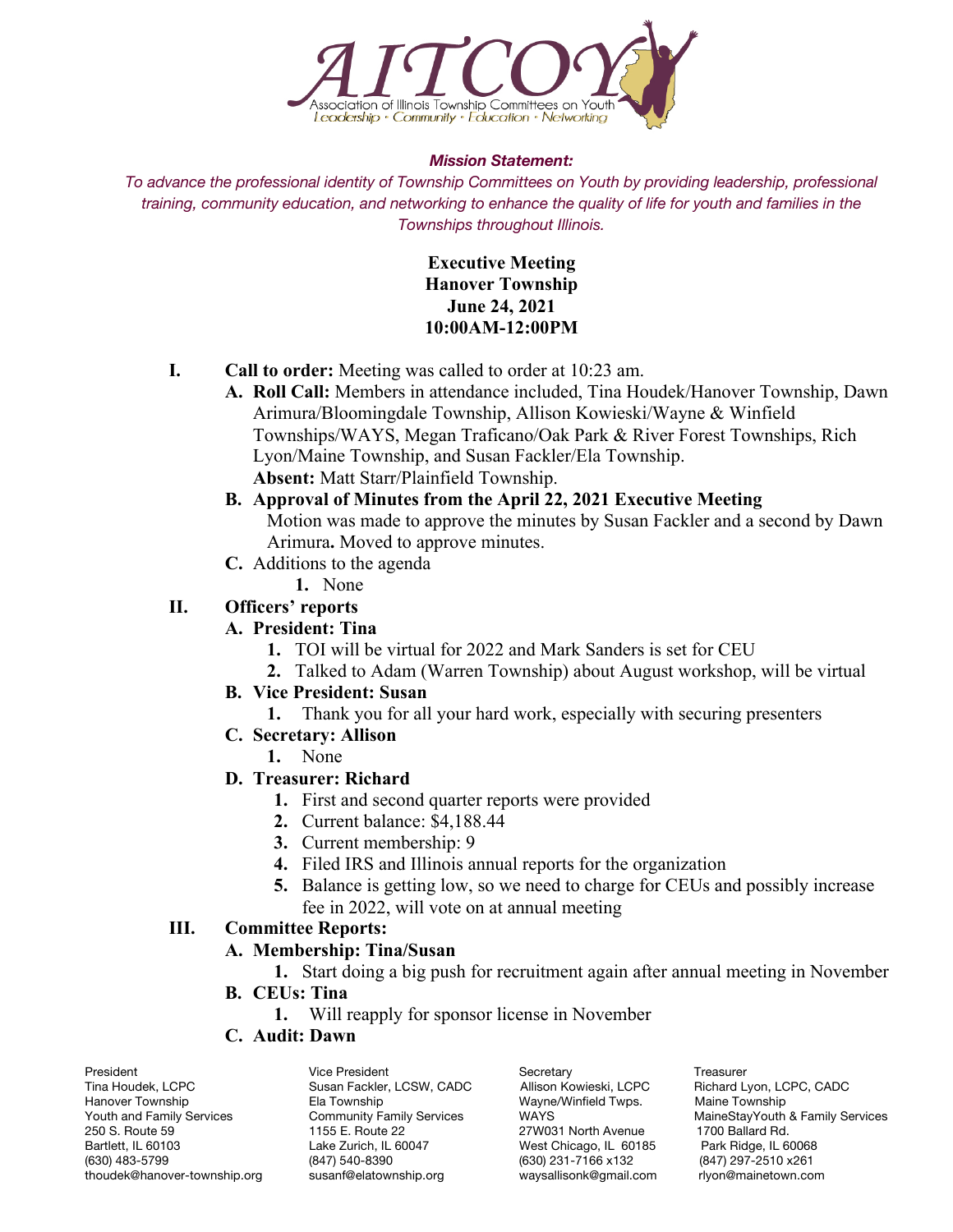AITCOY
Association of Illinois Township Committees on Youth
Leadership • Community • Education • Networking

***Mission Statement:***

*To advance the professional identity of Township Committees on Youth by providing leadership, professional training, community education, and networking to enhance the quality of life for youth and families in the Townships throughout Illinois.*

**Executive Meeting**
**Hanover Township**
**June 24, 2021**
**10:00AM-12:00PM**

**I. Call to order:** Meeting was called to order at 10:23 am.

- **A. Roll Call:** Members in attendance included, Tina Houdek/Hanover Township, Dawn Arimura/Bloomingdale Township, Allison Kowieski/Wayne & Winfield Townships/WAYS, Megan Traficano/Oak Park & River Forest Townships, Rich Lyon/Maine Township, and Susan Fackler/Ela Township.
  **Absent:** Matt Starr/Plainfield Township.
- **B. Approval of Minutes from the April 22, 2021 Executive Meeting**
  Motion was made to approve the minutes by Susan Fackler and a second by Dawn Arimura**.** Moved to approve minutes.
- **C.** Additions to the agenda
  1. None

**II. Officers' reports**

- **A. President: Tina**
  1. TOI will be virtual for 2022 and Mark Sanders is set for CEU
  2. Talked to Adam (Warren Township) about August workshop, will be virtual
- **B. Vice President: Susan**
  1. Thank you for all your hard work, especially with securing presenters
- **C. Secretary: Allison**
  1. None
- **D. Treasurer: Richard**
  1. First and second quarter reports were provided
  2. Current balance: $4,188.44
  3. Current membership: 9
  4. Filed IRS and Illinois annual reports for the organization
  5. Balance is getting low, so we need to charge for CEUs and possibly increase fee in 2022, will vote on at annual meeting

**III. Committee Reports:**

- **A. Membership: Tina/Susan**
  1. Start doing a big push for recruitment again after annual meeting in November
- **B. CEUs: Tina**
  1. Will reapply for sponsor license in November
- **C. Audit: Dawn**

| President | Vice President | Secretary | Treasurer |
|---|---|---|---|
| Tina Houdek, LCPC | Susan Fackler, LCSW, CADC | Allison Kowieski, LCPC | Richard Lyon, LCPC, CADC |
| Hanover Township | Ela Township | Wayne/Winfield Twps. | Maine Township |
| Youth and Family Services | Community Family Services | WAYS | MaineStayYouth & Family Services |
| 250 S. Route 59 | 1155 E. Route 22 | 27W031 North Avenue | 1700 Ballard Rd. |
| Bartlett, IL 60103 | Lake Zurich, IL 60047 | West Chicago, IL 60185 | Park Ridge, IL 60068 |
| (630) 483-5799 | (847) 540-8390 | (630) 231-7166 x132 | (847) 297-2510 x261 |
| thoudek@hanover-township.org | susanf@elatownship.org | waysallisonk@gmail.com | rlyon@mainetown.com |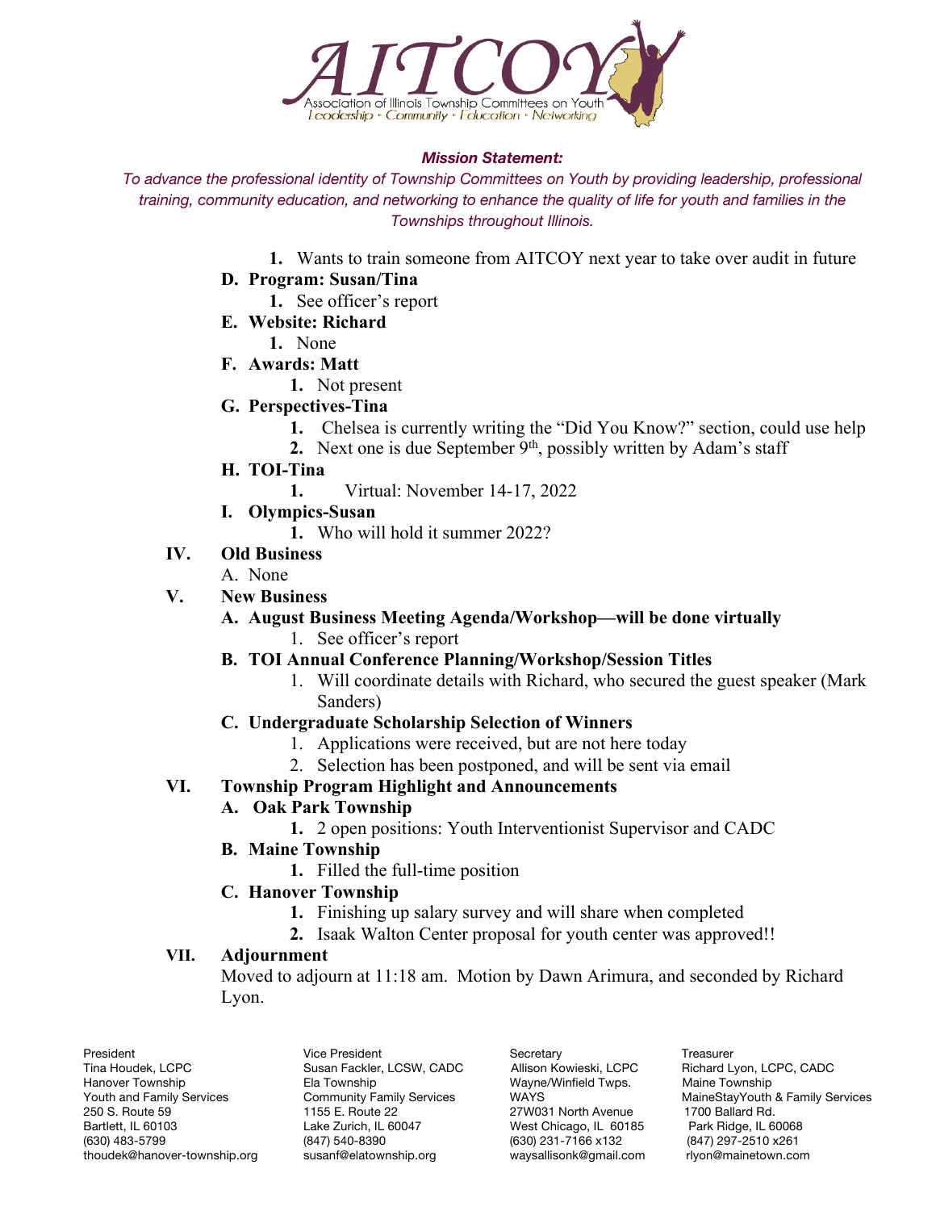**AITCOY**
Association of Illinois Township Committees on Youth
*Leadership • Community • Education • Networking*

***Mission Statement:***

*To advance the professional identity of Township Committees on Youth by providing leadership, professional training, community education, and networking to enhance the quality of life for youth and families in the Townships throughout Illinois.*

1. Wants to train someone from AITCOY next year to take over audit in future

**D. Program: Susan/Tina**

1. See officer's report

**E. Website: Richard**

1. None

**F. Awards: Matt**

1. Not present

**G. Perspectives-Tina**

1. Chelsea is currently writing the "Did You Know?" section, could use help
2. Next one is due September 9th, possibly written by Adam's staff

**H. TOI-Tina**

1. Virtual: November 14-17, 2022

**I. Olympics-Susan**

1. Who will hold it summer 2022?

**IV. Old Business**

A. None

**V. New Business**

**A. August Business Meeting Agenda/Workshop—will be done virtually**

1. See officer's report

**B. TOI Annual Conference Planning/Workshop/Session Titles**

1. Will coordinate details with Richard, who secured the guest speaker (Mark Sanders)

**C. Undergraduate Scholarship Selection of Winners**

1. Applications were received, but are not here today
2. Selection has been postponed, and will be sent via email

**VI. Township Program Highlight and Announcements**

**A. Oak Park Township**

1. 2 open positions: Youth Interventionist Supervisor and CADC

**B. Maine Township**

1. Filled the full-time position

**C. Hanover Township**

1. Finishing up salary survey and will share when completed
2. Isaak Walton Center proposal for youth center was approved!!

**VII. Adjournment**

Moved to adjourn at 11:18 am. Motion by Dawn Arimura, and seconded by Richard Lyon.

| | | | |
|---|---|---|---|
| President | Vice President | Secretary | Treasurer |
| Tina Houdek, LCPC | Susan Fackler, LCSW, CADC | Allison Kowieski, LCPC | Richard Lyon, LCPC, CADC |
| Hanover Township | Ela Township | Wayne/Winfield Twps. | Maine Township |
| Youth and Family Services | Community Family Services | WAYS | MaineStayYouth & Family Services |
| 250 S. Route 59 | 1155 E. Route 22 | 27W031 North Avenue | 1700 Ballard Rd. |
| Bartlett, IL 60103 | Lake Zurich, IL 60047 | West Chicago, IL 60185 | Park Ridge, IL 60068 |
| (630) 483-5799 | (847) 540-8390 | (630) 231-7166 x132 | (847) 297-2510 x261 |
| thoudek@hanover-township.org | susanf@elatownship.org | waysallisonk@gmail.com | rlyon@mainetown.com |